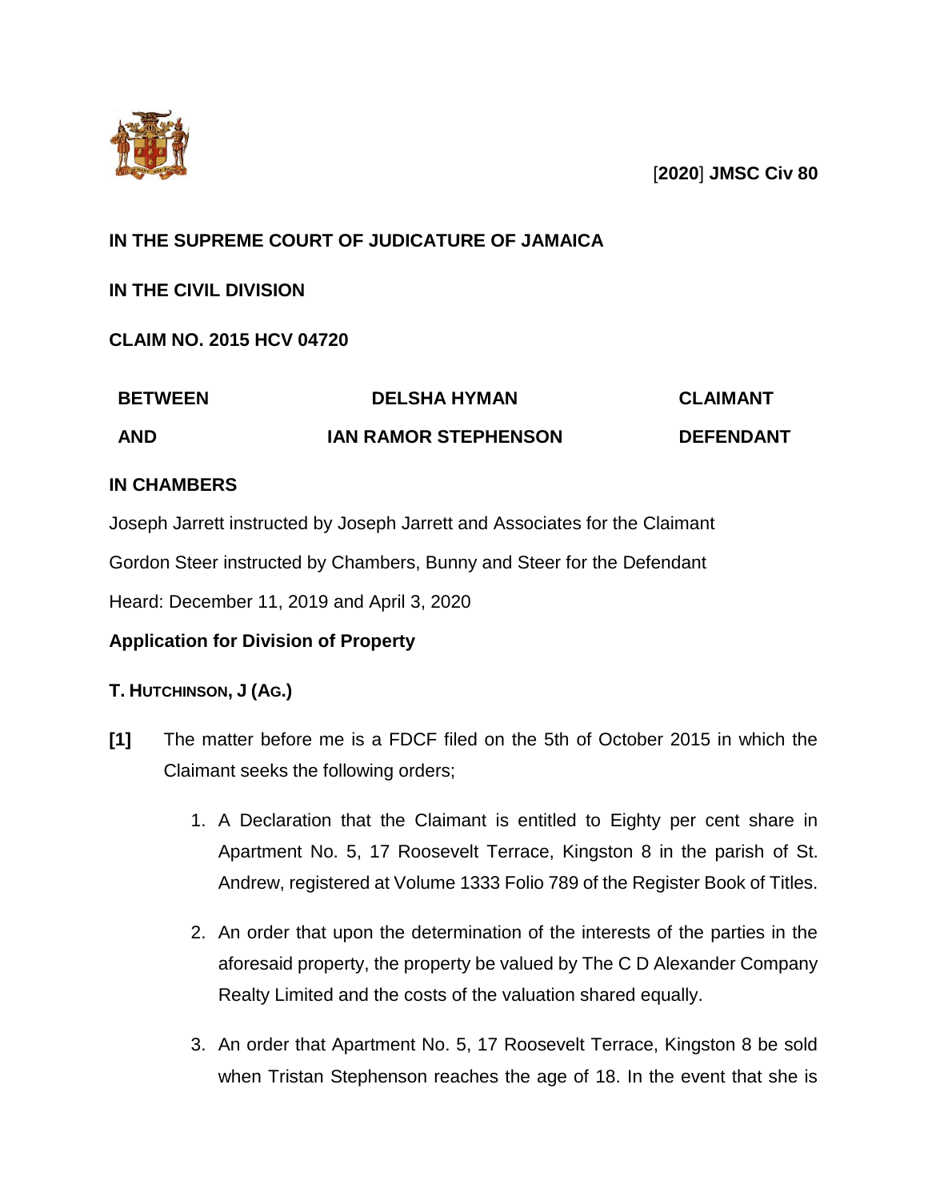[2020] JMSC Civ 80

**IN THE SUPREME COURT OF JUDICATURE OF JAMAICA**

**IN THE CIVIL DIVISION**

**CLAIM NO. 2015 HCV 04720**

| | | |
|---|---|---|
| **BETWEEN** | **DELSHA HYMAN** | **CLAIMANT** |
| **AND** | **IAN RAMOR STEPHENSON** | **DEFENDANT** |

**IN CHAMBERS**

Joseph Jarrett instructed by Joseph Jarrett and Associates for the Claimant

Gordon Steer instructed by Chambers, Bunny and Steer for the Defendant

Heard: December 11, 2019 and April 3, 2020

**Application for Division of Property**

**T. HUTCHINSON, J (AG.)**

**[1]** The matter before me is a FDCF filed on the 5th of October 2015 in which the Claimant seeks the following orders;

1. A Declaration that the Claimant is entitled to Eighty per cent share in Apartment No. 5, 17 Roosevelt Terrace, Kingston 8 in the parish of St. Andrew, registered at Volume 1333 Folio 789 of the Register Book of Titles.

2. An order that upon the determination of the interests of the parties in the aforesaid property, the property be valued by The C D Alexander Company Realty Limited and the costs of the valuation shared equally.

3. An order that Apartment No. 5, 17 Roosevelt Terrace, Kingston 8 be sold when Tristan Stephenson reaches the age of 18. In the event that she is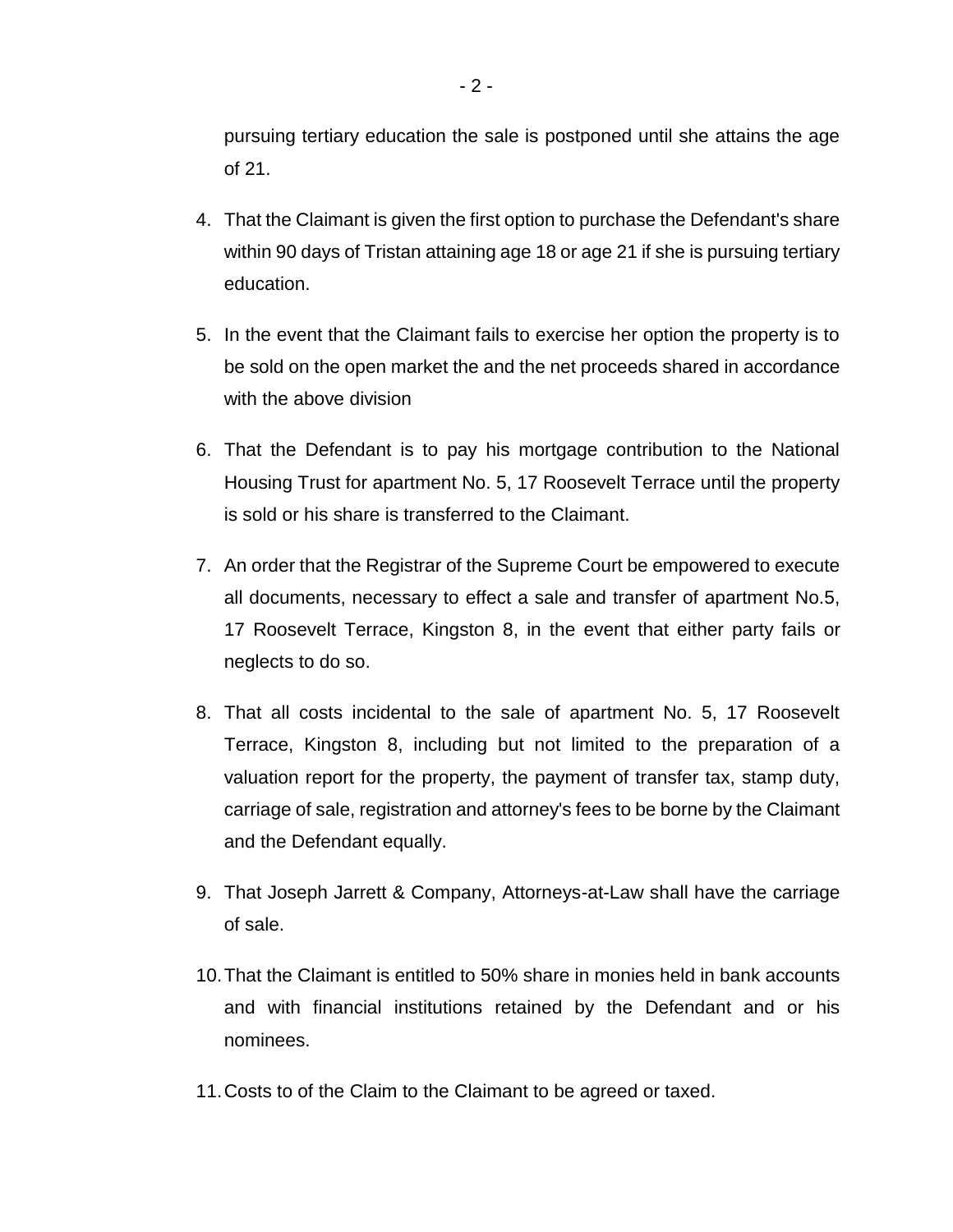pursuing tertiary education the sale is postponed until she attains the age of 21.

4. That the Claimant is given the first option to purchase the Defendant's share within 90 days of Tristan attaining age 18 or age 21 if she is pursuing tertiary education.

5. In the event that the Claimant fails to exercise her option the property is to be sold on the open market the and the net proceeds shared in accordance with the above division

6. That the Defendant is to pay his mortgage contribution to the National Housing Trust for apartment No. 5, 17 Roosevelt Terrace until the property is sold or his share is transferred to the Claimant.

7. An order that the Registrar of the Supreme Court be empowered to execute all documents, necessary to effect a sale and transfer of apartment No.5, 17 Roosevelt Terrace, Kingston 8, in the event that either party fails or neglects to do so.

8. That all costs incidental to the sale of apartment No. 5, 17 Roosevelt Terrace, Kingston 8, including but not limited to the preparation of a valuation report for the property, the payment of transfer tax, stamp duty, carriage of sale, registration and attorney's fees to be borne by the Claimant and the Defendant equally.

9. That Joseph Jarrett & Company, Attorneys-at-Law shall have the carriage of sale.

10. That the Claimant is entitled to 50% share in monies held in bank accounts and with financial institutions retained by the Defendant and or his nominees.

11. Costs to of the Claim to the Claimant to be agreed or taxed.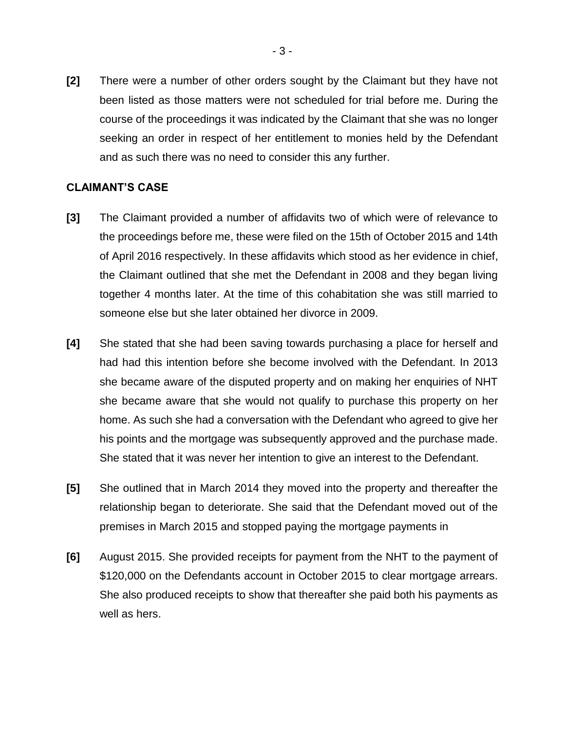**[2]** There were a number of other orders sought by the Claimant but they have not been listed as those matters were not scheduled for trial before me. During the course of the proceedings it was indicated by the Claimant that she was no longer seeking an order in respect of her entitlement to monies held by the Defendant and as such there was no need to consider this any further.

**CLAIMANT'S CASE**

**[3]** The Claimant provided a number of affidavits two of which were of relevance to the proceedings before me, these were filed on the 15th of October 2015 and 14th of April 2016 respectively. In these affidavits which stood as her evidence in chief, the Claimant outlined that she met the Defendant in 2008 and they began living together 4 months later. At the time of this cohabitation she was still married to someone else but she later obtained her divorce in 2009.

**[4]** She stated that she had been saving towards purchasing a place for herself and had had this intention before she become involved with the Defendant. In 2013 she became aware of the disputed property and on making her enquiries of NHT she became aware that she would not qualify to purchase this property on her home. As such she had a conversation with the Defendant who agreed to give her his points and the mortgage was subsequently approved and the purchase made. She stated that it was never her intention to give an interest to the Defendant.

**[5]** She outlined that in March 2014 they moved into the property and thereafter the relationship began to deteriorate. She said that the Defendant moved out of the premises in March 2015 and stopped paying the mortgage payments in

**[6]** August 2015. She provided receipts for payment from the NHT to the payment of $120,000 on the Defendants account in October 2015 to clear mortgage arrears. She also produced receipts to show that thereafter she paid both his payments as well as hers.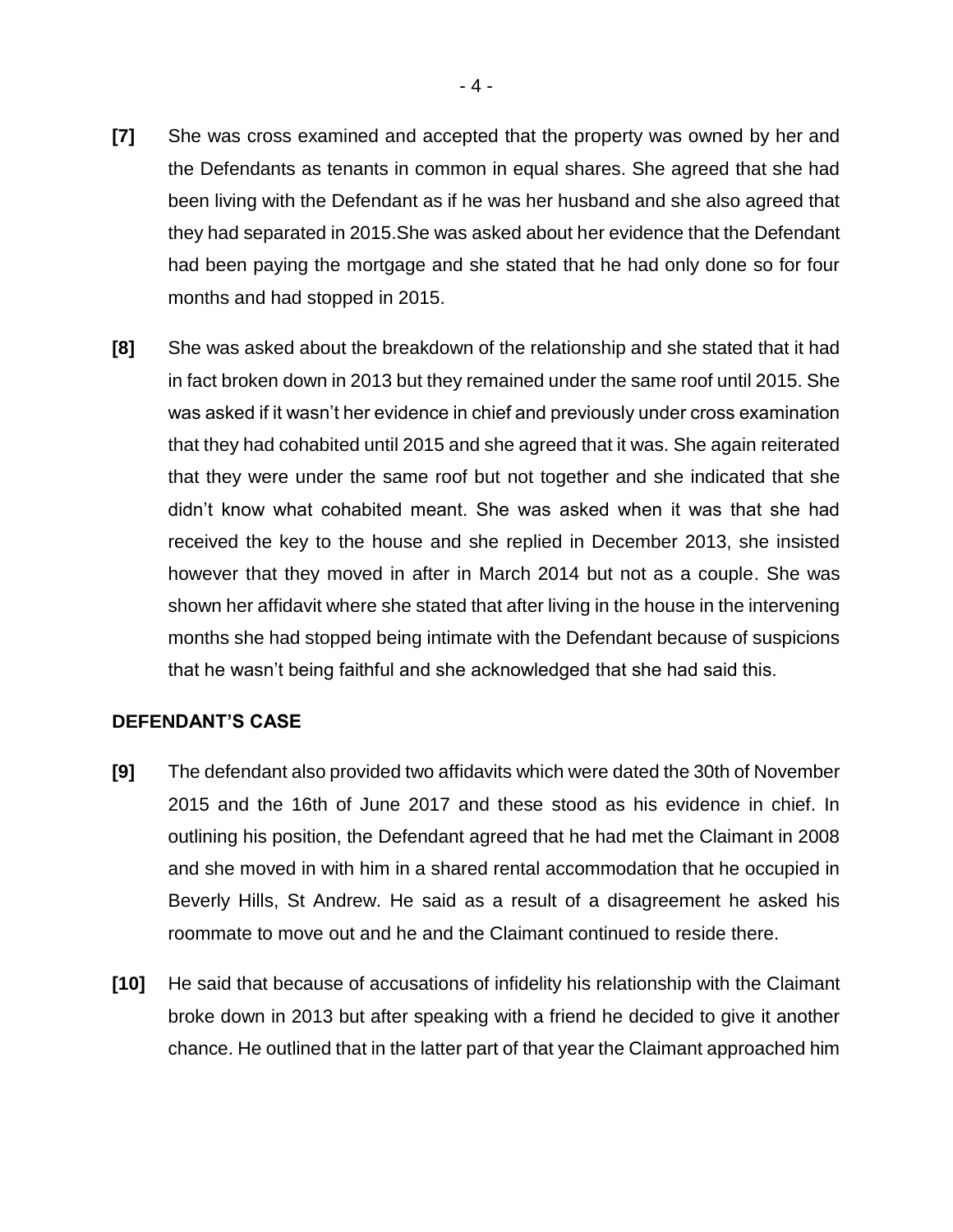**[7]** She was cross examined and accepted that the property was owned by her and the Defendants as tenants in common in equal shares. She agreed that she had been living with the Defendant as if he was her husband and she also agreed that they had separated in 2015.She was asked about her evidence that the Defendant had been paying the mortgage and she stated that he had only done so for four months and had stopped in 2015.

**[8]** She was asked about the breakdown of the relationship and she stated that it had in fact broken down in 2013 but they remained under the same roof until 2015. She was asked if it wasn't her evidence in chief and previously under cross examination that they had cohabited until 2015 and she agreed that it was. She again reiterated that they were under the same roof but not together and she indicated that she didn't know what cohabited meant. She was asked when it was that she had received the key to the house and she replied in December 2013, she insisted however that they moved in after in March 2014 but not as a couple. She was shown her affidavit where she stated that after living in the house in the intervening months she had stopped being intimate with the Defendant because of suspicions that he wasn't being faithful and she acknowledged that she had said this.

### DEFENDANT'S CASE

**[9]** The defendant also provided two affidavits which were dated the 30th of November 2015 and the 16th of June 2017 and these stood as his evidence in chief. In outlining his position, the Defendant agreed that he had met the Claimant in 2008 and she moved in with him in a shared rental accommodation that he occupied in Beverly Hills, St Andrew. He said as a result of a disagreement he asked his roommate to move out and he and the Claimant continued to reside there.

**[10]** He said that because of accusations of infidelity his relationship with the Claimant broke down in 2013 but after speaking with a friend he decided to give it another chance. He outlined that in the latter part of that year the Claimant approached him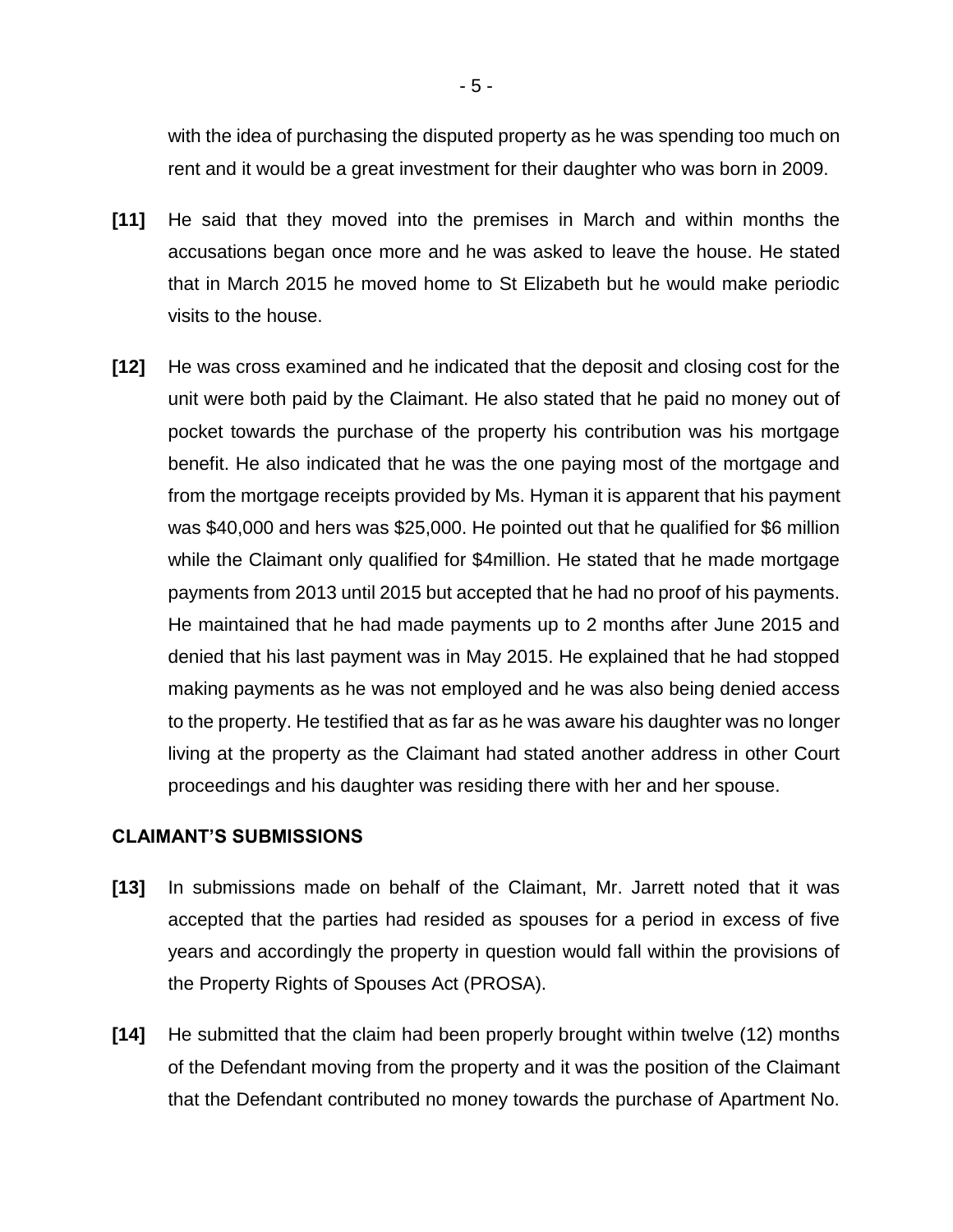with the idea of purchasing the disputed property as he was spending too much on rent and it would be a great investment for their daughter who was born in 2009.

**[11]** He said that they moved into the premises in March and within months the accusations began once more and he was asked to leave the house. He stated that in March 2015 he moved home to St Elizabeth but he would make periodic visits to the house.

**[12]** He was cross examined and he indicated that the deposit and closing cost for the unit were both paid by the Claimant. He also stated that he paid no money out of pocket towards the purchase of the property his contribution was his mortgage benefit. He also indicated that he was the one paying most of the mortgage and from the mortgage receipts provided by Ms. Hyman it is apparent that his payment was $40,000 and hers was $25,000. He pointed out that he qualified for $6 million while the Claimant only qualified for $4million. He stated that he made mortgage payments from 2013 until 2015 but accepted that he had no proof of his payments. He maintained that he had made payments up to 2 months after June 2015 and denied that his last payment was in May 2015. He explained that he had stopped making payments as he was not employed and he was also being denied access to the property. He testified that as far as he was aware his daughter was no longer living at the property as the Claimant had stated another address in other Court proceedings and his daughter was residing there with her and her spouse.

## CLAIMANT'S SUBMISSIONS

**[13]** In submissions made on behalf of the Claimant, Mr. Jarrett noted that it was accepted that the parties had resided as spouses for a period in excess of five years and accordingly the property in question would fall within the provisions of the Property Rights of Spouses Act (PROSA).

**[14]** He submitted that the claim had been properly brought within twelve (12) months of the Defendant moving from the property and it was the position of the Claimant that the Defendant contributed no money towards the purchase of Apartment No.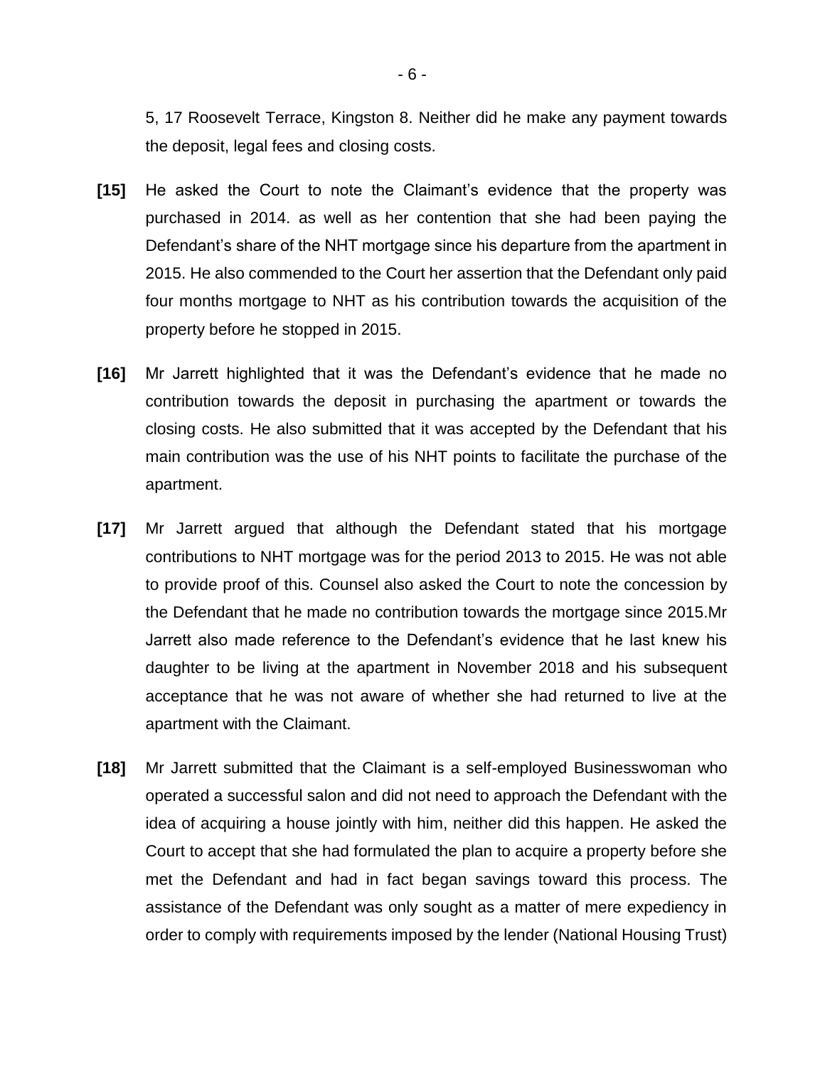5, 17 Roosevelt Terrace, Kingston 8. Neither did he make any payment towards the deposit, legal fees and closing costs.

**[15]** He asked the Court to note the Claimant's evidence that the property was purchased in 2014. as well as her contention that she had been paying the Defendant's share of the NHT mortgage since his departure from the apartment in 2015. He also commended to the Court her assertion that the Defendant only paid four months mortgage to NHT as his contribution towards the acquisition of the property before he stopped in 2015.

**[16]** Mr Jarrett highlighted that it was the Defendant's evidence that he made no contribution towards the deposit in purchasing the apartment or towards the closing costs. He also submitted that it was accepted by the Defendant that his main contribution was the use of his NHT points to facilitate the purchase of the apartment.

**[17]** Mr Jarrett argued that although the Defendant stated that his mortgage contributions to NHT mortgage was for the period 2013 to 2015. He was not able to provide proof of this. Counsel also asked the Court to note the concession by the Defendant that he made no contribution towards the mortgage since 2015.Mr Jarrett also made reference to the Defendant's evidence that he last knew his daughter to be living at the apartment in November 2018 and his subsequent acceptance that he was not aware of whether she had returned to live at the apartment with the Claimant.

**[18]** Mr Jarrett submitted that the Claimant is a self-employed Businesswoman who operated a successful salon and did not need to approach the Defendant with the idea of acquiring a house jointly with him, neither did this happen. He asked the Court to accept that she had formulated the plan to acquire a property before she met the Defendant and had in fact began savings toward this process. The assistance of the Defendant was only sought as a matter of mere expediency in order to comply with requirements imposed by the lender (National Housing Trust)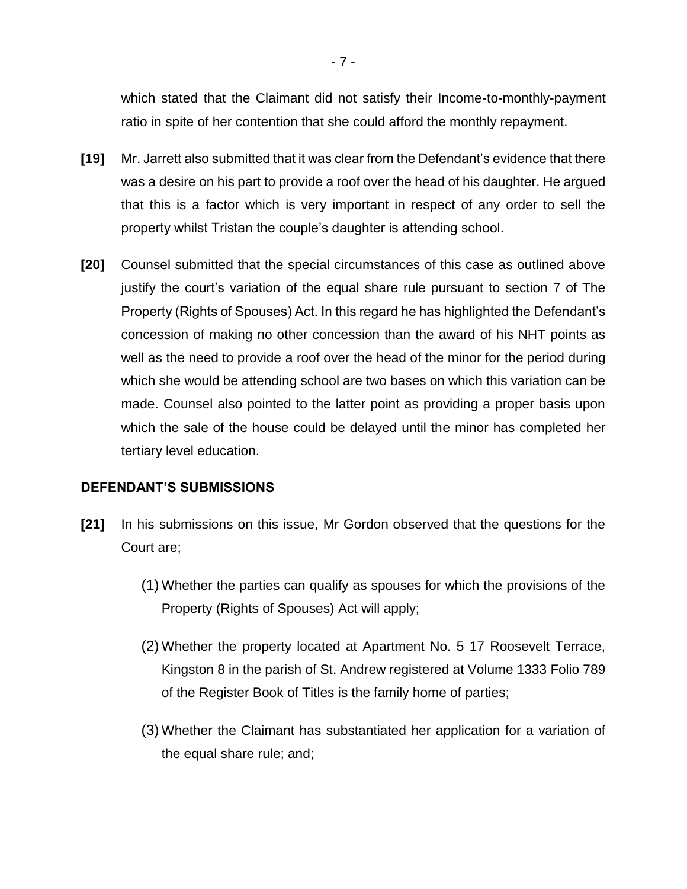which stated that the Claimant did not satisfy their Income-to-monthly-payment ratio in spite of her contention that she could afford the monthly repayment.

**[19]** Mr. Jarrett also submitted that it was clear from the Defendant's evidence that there was a desire on his part to provide a roof over the head of his daughter. He argued that this is a factor which is very important in respect of any order to sell the property whilst Tristan the couple's daughter is attending school.

**[20]** Counsel submitted that the special circumstances of this case as outlined above justify the court's variation of the equal share rule pursuant to section 7 of The Property (Rights of Spouses) Act. In this regard he has highlighted the Defendant's concession of making no other concession than the award of his NHT points as well as the need to provide a roof over the head of the minor for the period during which she would be attending school are two bases on which this variation can be made. Counsel also pointed to the latter point as providing a proper basis upon which the sale of the house could be delayed until the minor has completed her tertiary level education.

## DEFENDANT'S SUBMISSIONS

**[21]** In his submissions on this issue, Mr Gordon observed that the questions for the Court are;

(1) Whether the parties can qualify as spouses for which the provisions of the Property (Rights of Spouses) Act will apply;

(2) Whether the property located at Apartment No. 5 17 Roosevelt Terrace, Kingston 8 in the parish of St. Andrew registered at Volume 1333 Folio 789 of the Register Book of Titles is the family home of parties;

(3) Whether the Claimant has substantiated her application for a variation of the equal share rule; and;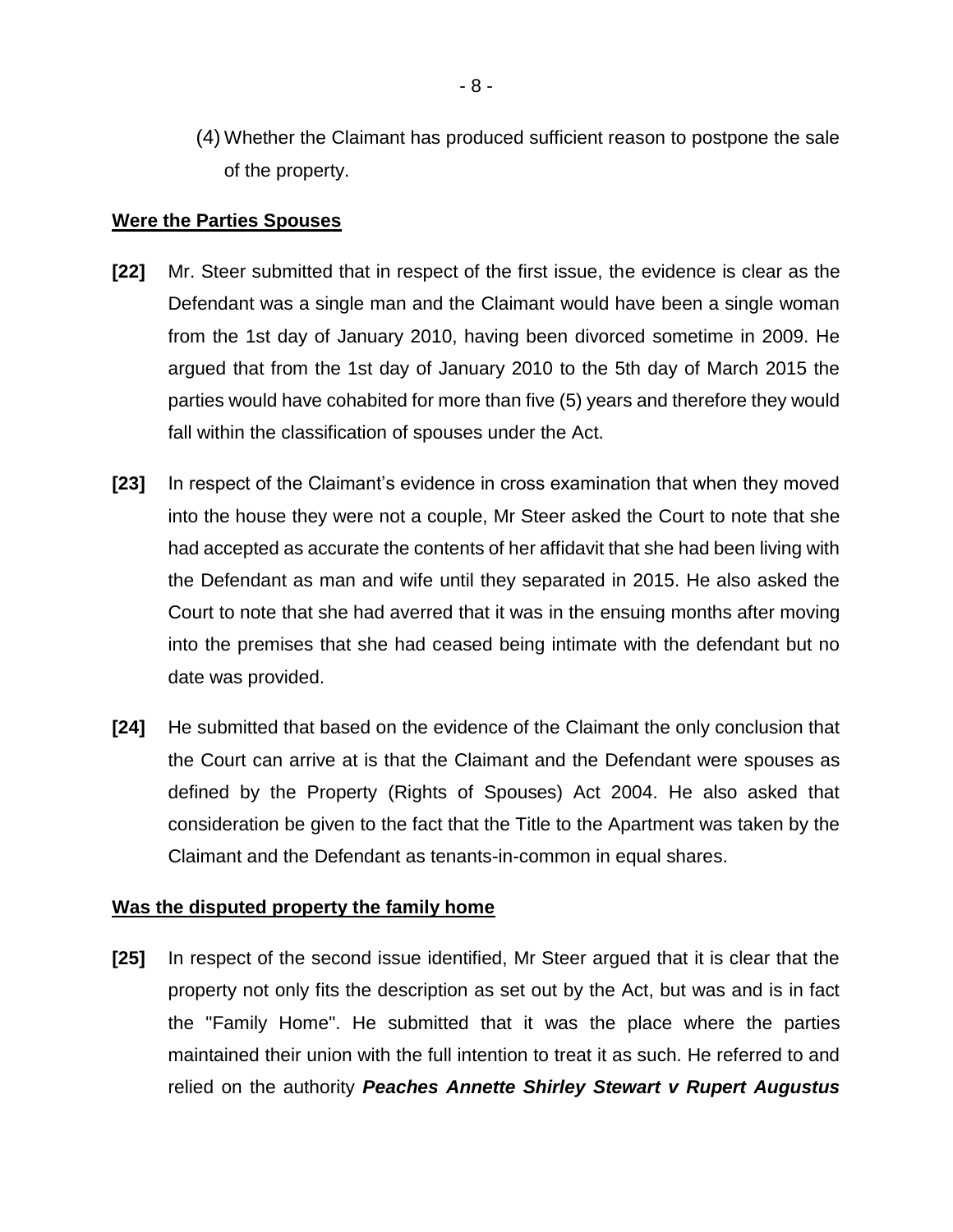(4) Whether the Claimant has produced sufficient reason to postpone the sale of the property.

**Were the Parties Spouses**

**[22]** Mr. Steer submitted that in respect of the first issue, the evidence is clear as the Defendant was a single man and the Claimant would have been a single woman from the 1st day of January 2010, having been divorced sometime in 2009. He argued that from the 1st day of January 2010 to the 5th day of March 2015 the parties would have cohabited for more than five (5) years and therefore they would fall within the classification of spouses under the Act.

**[23]** In respect of the Claimant's evidence in cross examination that when they moved into the house they were not a couple, Mr Steer asked the Court to note that she had accepted as accurate the contents of her affidavit that she had been living with the Defendant as man and wife until they separated in 2015. He also asked the Court to note that she had averred that it was in the ensuing months after moving into the premises that she had ceased being intimate with the defendant but no date was provided.

**[24]** He submitted that based on the evidence of the Claimant the only conclusion that the Court can arrive at is that the Claimant and the Defendant were spouses as defined by the Property (Rights of Spouses) Act 2004. He also asked that consideration be given to the fact that the Title to the Apartment was taken by the Claimant and the Defendant as tenants-in-common in equal shares.

**Was the disputed property the family home**

**[25]** In respect of the second issue identified, Mr Steer argued that it is clear that the property not only fits the description as set out by the Act, but was and is in fact the "Family Home". He submitted that it was the place where the parties maintained their union with the full intention to treat it as such. He referred to and relied on the authority ***Peaches Annette Shirley Stewart v Rupert Augustus***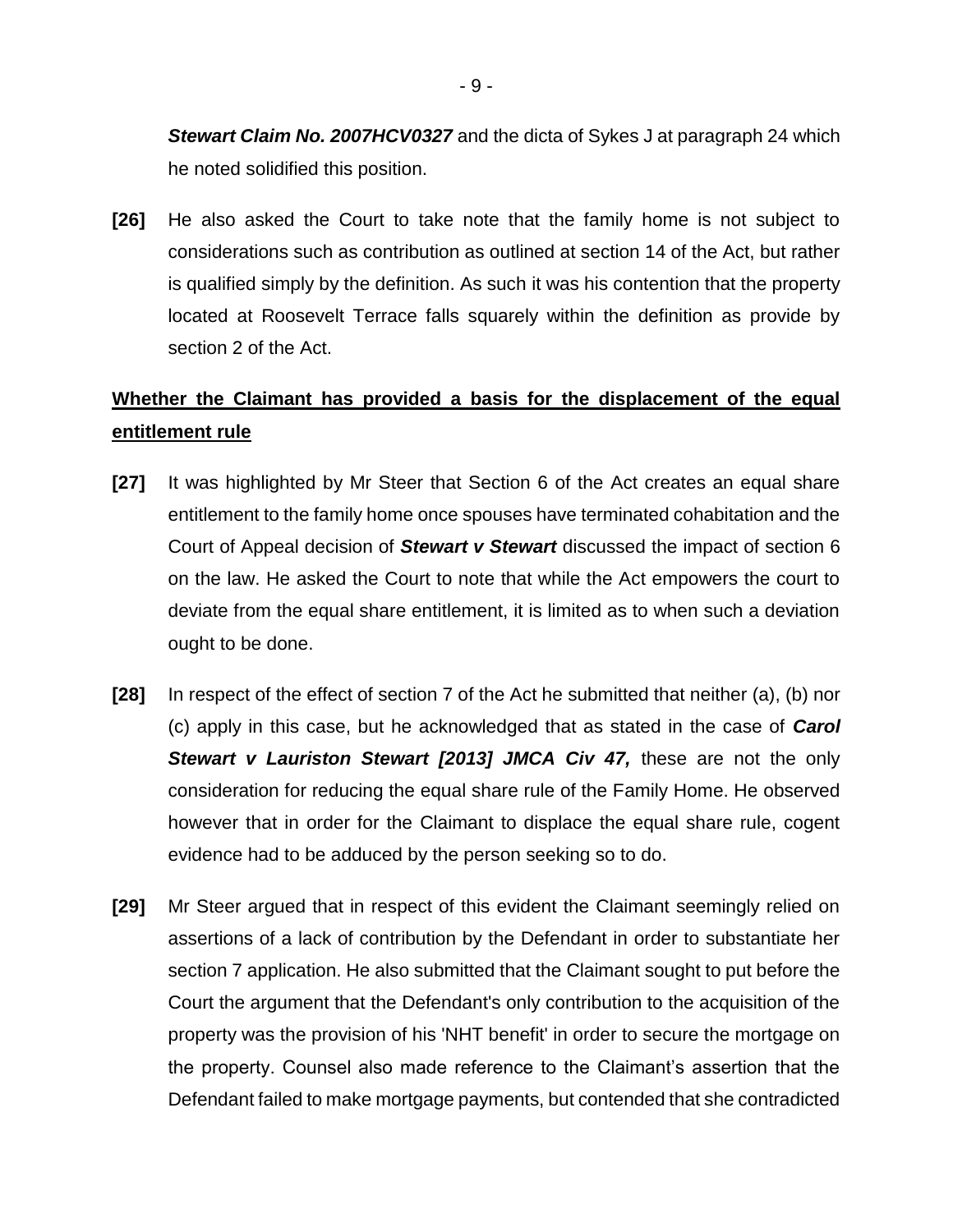***Stewart Claim No. 2007HCV0327*** and the dicta of Sykes J at paragraph 24 which he noted solidified this position.

**[26]** He also asked the Court to take note that the family home is not subject to considerations such as contribution as outlined at section 14 of the Act, but rather is qualified simply by the definition. As such it was his contention that the property located at Roosevelt Terrace falls squarely within the definition as provide by section 2 of the Act.

**<u>Whether the Claimant has provided a basis for the displacement of the equal entitlement rule</u>**

**[27]** It was highlighted by Mr Steer that Section 6 of the Act creates an equal share entitlement to the family home once spouses have terminated cohabitation and the Court of Appeal decision of ***Stewart v Stewart*** discussed the impact of section 6 on the law. He asked the Court to note that while the Act empowers the court to deviate from the equal share entitlement, it is limited as to when such a deviation ought to be done.

**[28]** In respect of the effect of section 7 of the Act he submitted that neither (a), (b) nor (c) apply in this case, but he acknowledged that as stated in the case of ***Carol Stewart v Lauriston Stewart [2013] JMCA Civ 47,*** these are not the only consideration for reducing the equal share rule of the Family Home. He observed however that in order for the Claimant to displace the equal share rule, cogent evidence had to be adduced by the person seeking so to do.

**[29]** Mr Steer argued that in respect of this evident the Claimant seemingly relied on assertions of a lack of contribution by the Defendant in order to substantiate her section 7 application. He also submitted that the Claimant sought to put before the Court the argument that the Defendant's only contribution to the acquisition of the property was the provision of his 'NHT benefit' in order to secure the mortgage on the property. Counsel also made reference to the Claimant's assertion that the Defendant failed to make mortgage payments, but contended that she contradicted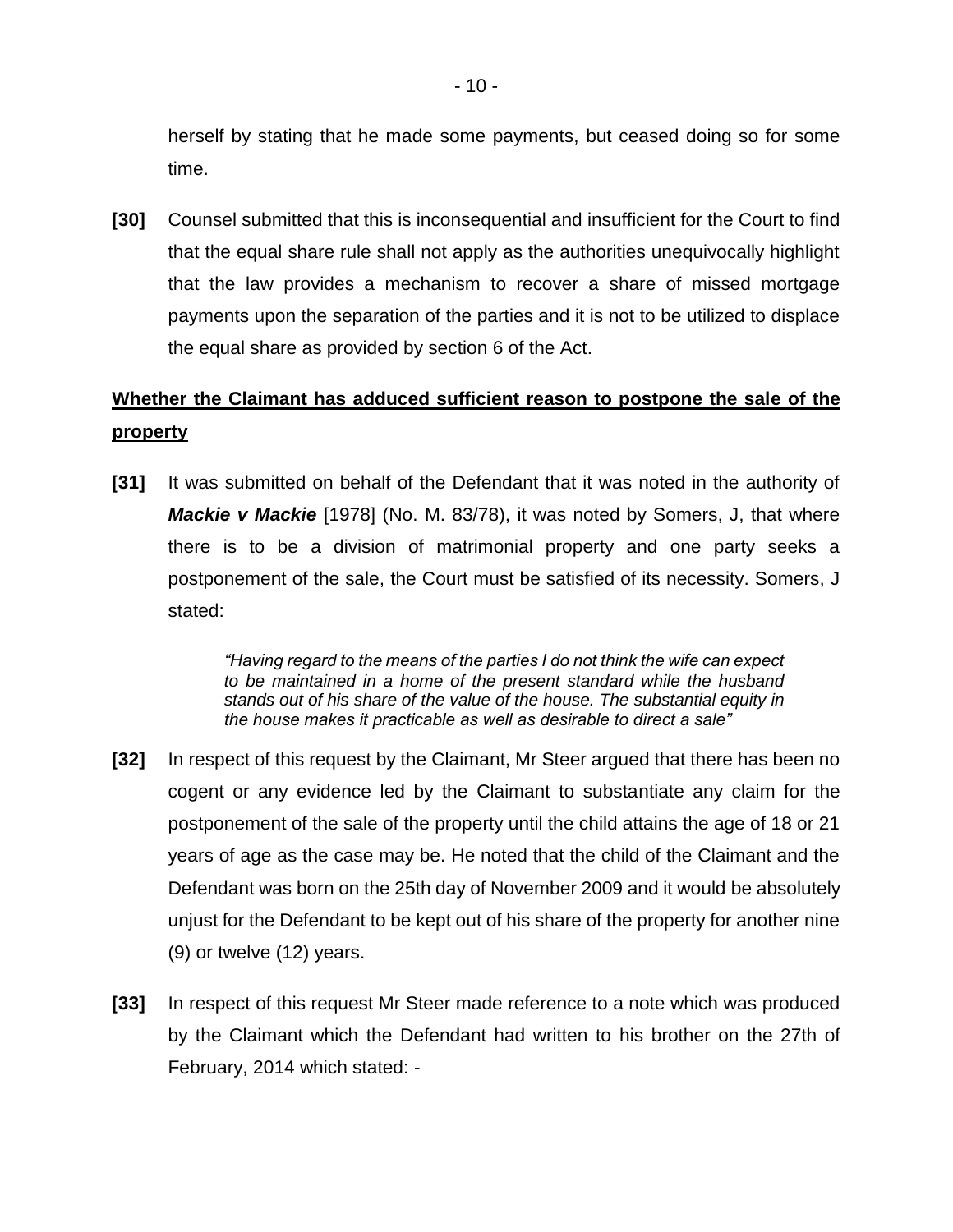herself by stating that he made some payments, but ceased doing so for some time.

**[30]** Counsel submitted that this is inconsequential and insufficient for the Court to find that the equal share rule shall not apply as the authorities unequivocally highlight that the law provides a mechanism to recover a share of missed mortgage payments upon the separation of the parties and it is not to be utilized to displace the equal share as provided by section 6 of the Act.

**<u>Whether the Claimant has adduced sufficient reason to postpone the sale of the property</u>**

**[31]** It was submitted on behalf of the Defendant that it was noted in the authority of ***Mackie v Mackie*** [1978] (No. M. 83/78), it was noted by Somers, J, that where there is to be a division of matrimonial property and one party seeks a postponement of the sale, the Court must be satisfied of its necessity. Somers, J stated:

> *"Having regard to the means of the parties I do not think the wife can expect to be maintained in a home of the present standard while the husband stands out of his share of the value of the house. The substantial equity in the house makes it practicable as well as desirable to direct a sale"*

**[32]** In respect of this request by the Claimant, Mr Steer argued that there has been no cogent or any evidence led by the Claimant to substantiate any claim for the postponement of the sale of the property until the child attains the age of 18 or 21 years of age as the case may be. He noted that the child of the Claimant and the Defendant was born on the 25th day of November 2009 and it would be absolutely unjust for the Defendant to be kept out of his share of the property for another nine (9) or twelve (12) years.

**[33]** In respect of this request Mr Steer made reference to a note which was produced by the Claimant which the Defendant had written to his brother on the 27th of February, 2014 which stated: -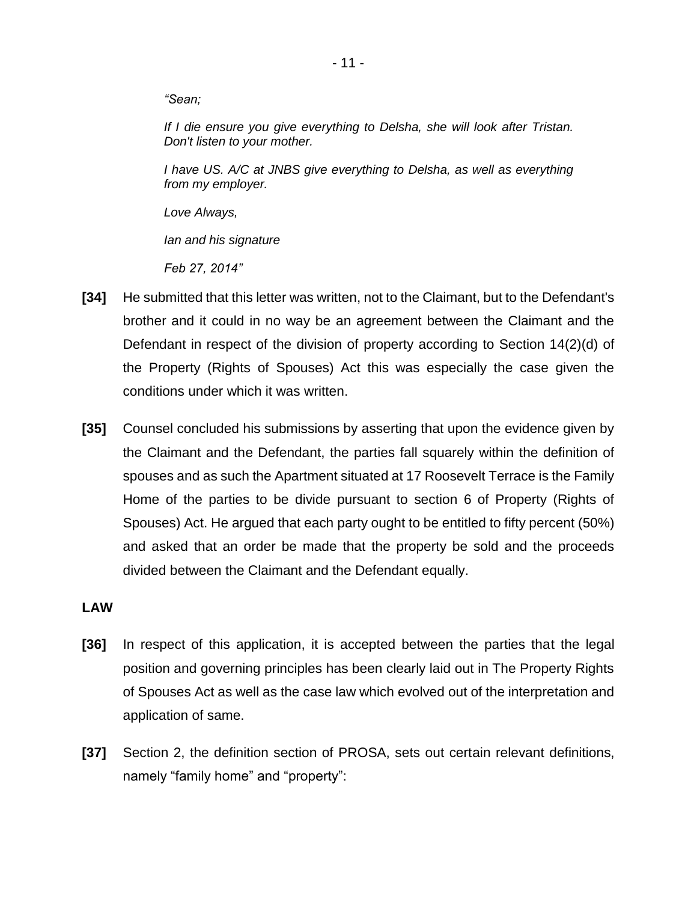*"Sean;*

*If I die ensure you give everything to Delsha, she will look after Tristan. Don't listen to your mother.*

*I have US. A/C at JNBS give everything to Delsha, as well as everything from my employer.*

*Love Always,*

*Ian and his signature*

*Feb 27, 2014"*

**[34]** He submitted that this letter was written, not to the Claimant, but to the Defendant's brother and it could in no way be an agreement between the Claimant and the Defendant in respect of the division of property according to Section 14(2)(d) of the Property (Rights of Spouses) Act this was especially the case given the conditions under which it was written.

**[35]** Counsel concluded his submissions by asserting that upon the evidence given by the Claimant and the Defendant, the parties fall squarely within the definition of spouses and as such the Apartment situated at 17 Roosevelt Terrace is the Family Home of the parties to be divide pursuant to section 6 of Property (Rights of Spouses) Act. He argued that each party ought to be entitled to fifty percent (50%) and asked that an order be made that the property be sold and the proceeds divided between the Claimant and the Defendant equally.

**LAW**

**[36]** In respect of this application, it is accepted between the parties that the legal position and governing principles has been clearly laid out in The Property Rights of Spouses Act as well as the case law which evolved out of the interpretation and application of same.

**[37]** Section 2, the definition section of PROSA, sets out certain relevant definitions, namely "family home" and "property":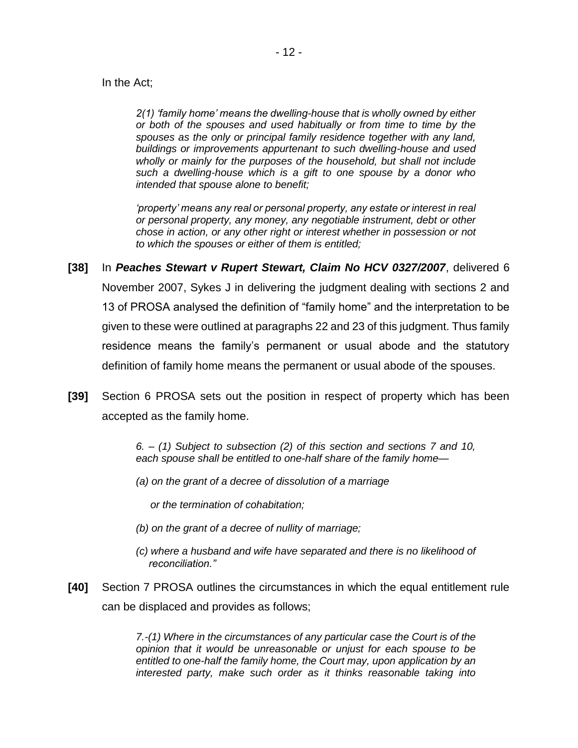In the Act;

> *2(1) 'family home' means the dwelling-house that is wholly owned by either or both of the spouses and used habitually or from time to time by the spouses as the only or principal family residence together with any land, buildings or improvements appurtenant to such dwelling-house and used wholly or mainly for the purposes of the household, but shall not include such a dwelling-house which is a gift to one spouse by a donor who intended that spouse alone to benefit;*
>
> *'property' means any real or personal property, any estate or interest in real or personal property, any money, any negotiable instrument, debt or other chose in action, or any other right or interest whether in possession or not to which the spouses or either of them is entitled;*

**[38]** In ***Peaches Stewart v Rupert Stewart, Claim No HCV 0327/2007***, delivered 6 November 2007, Sykes J in delivering the judgment dealing with sections 2 and 13 of PROSA analysed the definition of "family home" and the interpretation to be given to these were outlined at paragraphs 22 and 23 of this judgment. Thus family residence means the family's permanent or usual abode and the statutory definition of family home means the permanent or usual abode of the spouses.

**[39]** Section 6 PROSA sets out the position in respect of property which has been accepted as the family home.

> *6. – (1) Subject to subsection (2) of this section and sections 7 and 10, each spouse shall be entitled to one-half share of the family home—*
>
> *(a) on the grant of a decree of dissolution of a marriage*
>
> *or the termination of cohabitation;*
>
> *(b) on the grant of a decree of nullity of marriage;*
>
> *(c) where a husband and wife have separated and there is no likelihood of reconciliation."*

**[40]** Section 7 PROSA outlines the circumstances in which the equal entitlement rule can be displaced and provides as follows;

> *7.-(1) Where in the circumstances of any particular case the Court is of the opinion that it would be unreasonable or unjust for each spouse to be entitled to one-half the family home, the Court may, upon application by an interested party, make such order as it thinks reasonable taking into*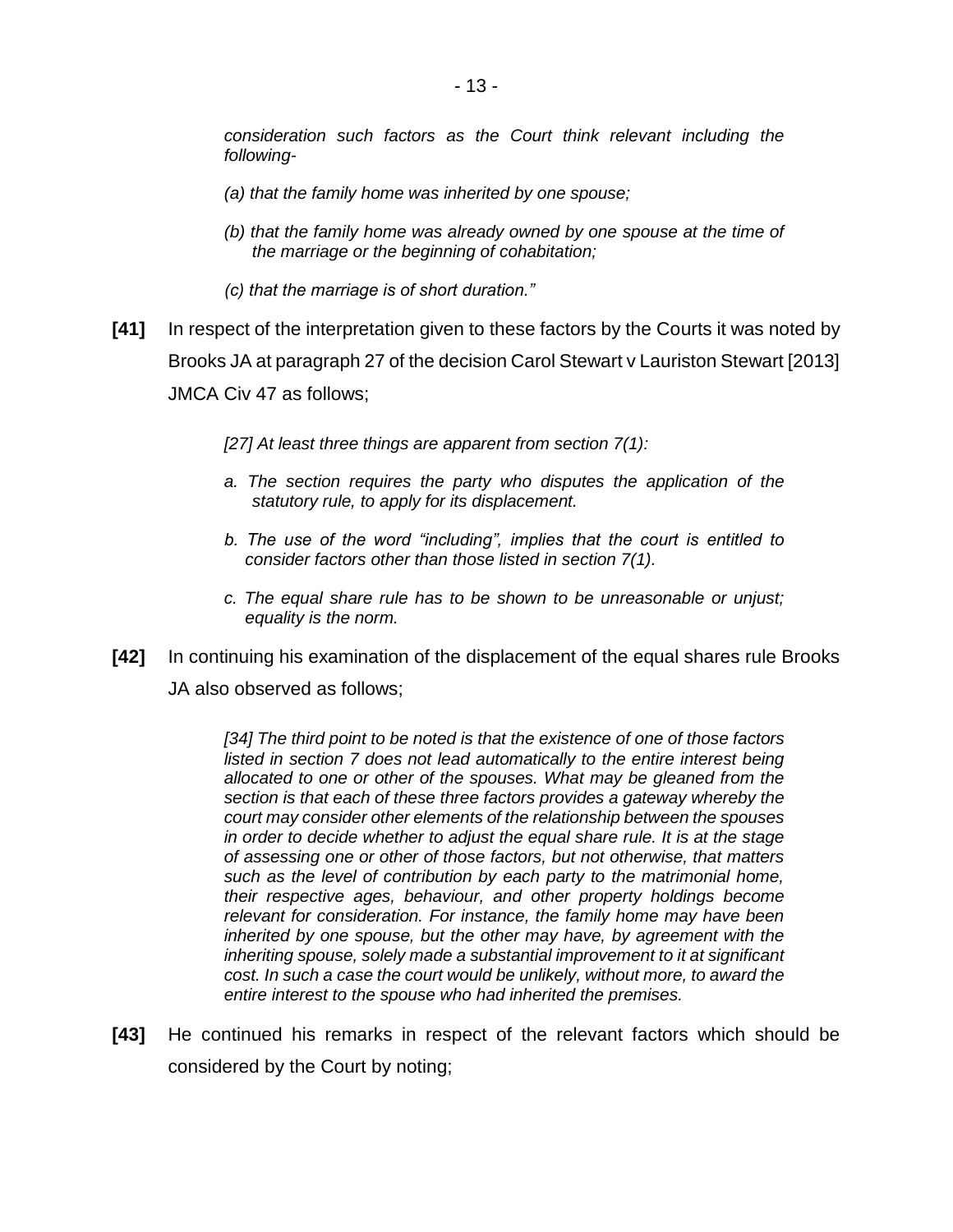*consideration such factors as the Court think relevant including the following-*

*(a) that the family home was inherited by one spouse;*

*(b) that the family home was already owned by one spouse at the time of the marriage or the beginning of cohabitation;*

*(c) that the marriage is of short duration."*

**[41]** In respect of the interpretation given to these factors by the Courts it was noted by Brooks JA at paragraph 27 of the decision Carol Stewart v Lauriston Stewart [2013] JMCA Civ 47 as follows;

> *[27] At least three things are apparent from section 7(1):*
>
> *a. The section requires the party who disputes the application of the statutory rule, to apply for its displacement.*
>
> *b. The use of the word "including", implies that the court is entitled to consider factors other than those listed in section 7(1).*
>
> *c. The equal share rule has to be shown to be unreasonable or unjust; equality is the norm.*

**[42]** In continuing his examination of the displacement of the equal shares rule Brooks JA also observed as follows;

> *[34] The third point to be noted is that the existence of one of those factors listed in section 7 does not lead automatically to the entire interest being allocated to one or other of the spouses. What may be gleaned from the section is that each of these three factors provides a gateway whereby the court may consider other elements of the relationship between the spouses in order to decide whether to adjust the equal share rule. It is at the stage of assessing one or other of those factors, but not otherwise, that matters such as the level of contribution by each party to the matrimonial home, their respective ages, behaviour, and other property holdings become relevant for consideration. For instance, the family home may have been inherited by one spouse, but the other may have, by agreement with the inheriting spouse, solely made a substantial improvement to it at significant cost. In such a case the court would be unlikely, without more, to award the entire interest to the spouse who had inherited the premises.*

**[43]** He continued his remarks in respect of the relevant factors which should be considered by the Court by noting;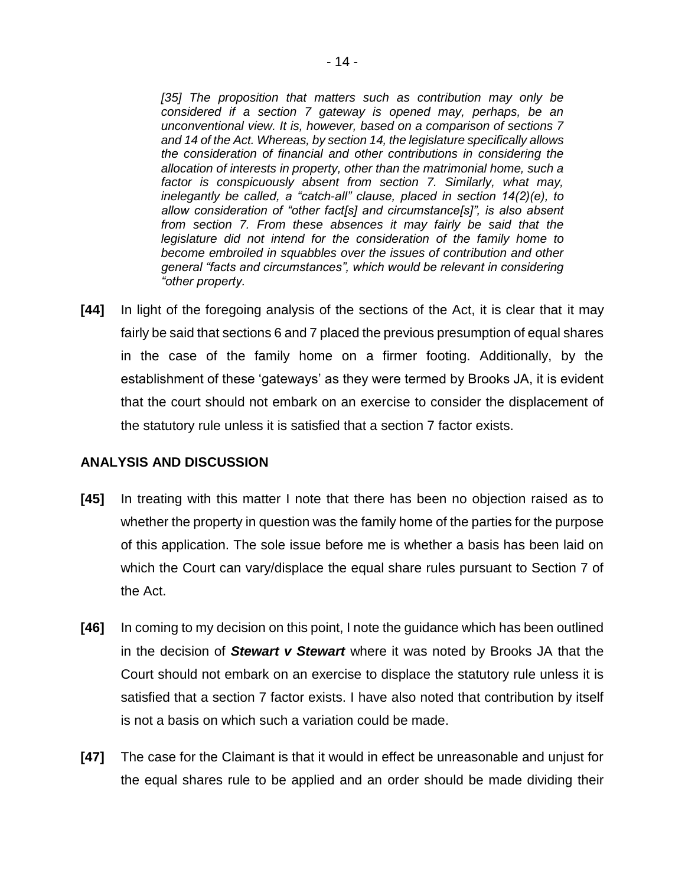> *[35] The proposition that matters such as contribution may only be considered if a section 7 gateway is opened may, perhaps, be an unconventional view. It is, however, based on a comparison of sections 7 and 14 of the Act. Whereas, by section 14, the legislature specifically allows the consideration of financial and other contributions in considering the allocation of interests in property, other than the matrimonial home, such a factor is conspicuously absent from section 7. Similarly, what may, inelegantly be called, a "catch-all" clause, placed in section 14(2)(e), to allow consideration of "other fact[s] and circumstance[s]", is also absent from section 7. From these absences it may fairly be said that the legislature did not intend for the consideration of the family home to become embroiled in squabbles over the issues of contribution and other general "facts and circumstances", which would be relevant in considering "other property.*

**[44]** In light of the foregoing analysis of the sections of the Act, it is clear that it may fairly be said that sections 6 and 7 placed the previous presumption of equal shares in the case of the family home on a firmer footing. Additionally, by the establishment of these 'gateways' as they were termed by Brooks JA, it is evident that the court should not embark on an exercise to consider the displacement of the statutory rule unless it is satisfied that a section 7 factor exists.

## ANALYSIS AND DISCUSSION

**[45]** In treating with this matter I note that there has been no objection raised as to whether the property in question was the family home of the parties for the purpose of this application. The sole issue before me is whether a basis has been laid on which the Court can vary/displace the equal share rules pursuant to Section 7 of the Act.

**[46]** In coming to my decision on this point, I note the guidance which has been outlined in the decision of ***Stewart v Stewart*** where it was noted by Brooks JA that the Court should not embark on an exercise to displace the statutory rule unless it is satisfied that a section 7 factor exists. I have also noted that contribution by itself is not a basis on which such a variation could be made.

**[47]** The case for the Claimant is that it would in effect be unreasonable and unjust for the equal shares rule to be applied and an order should be made dividing their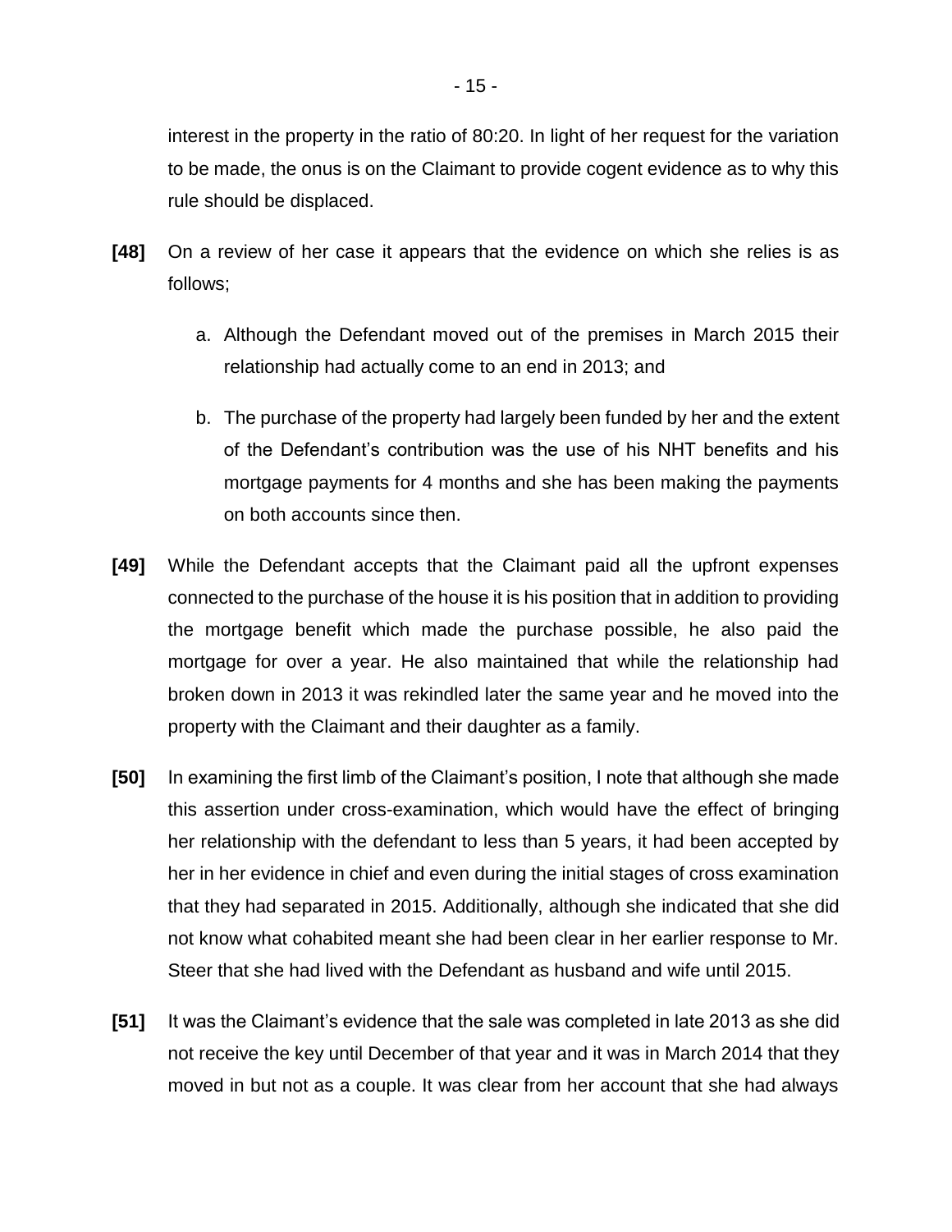interest in the property in the ratio of 80:20. In light of her request for the variation to be made, the onus is on the Claimant to provide cogent evidence as to why this rule should be displaced.

**[48]** On a review of her case it appears that the evidence on which she relies is as follows;

a. Although the Defendant moved out of the premises in March 2015 their relationship had actually come to an end in 2013; and

b. The purchase of the property had largely been funded by her and the extent of the Defendant's contribution was the use of his NHT benefits and his mortgage payments for 4 months and she has been making the payments on both accounts since then.

**[49]** While the Defendant accepts that the Claimant paid all the upfront expenses connected to the purchase of the house it is his position that in addition to providing the mortgage benefit which made the purchase possible, he also paid the mortgage for over a year. He also maintained that while the relationship had broken down in 2013 it was rekindled later the same year and he moved into the property with the Claimant and their daughter as a family.

**[50]** In examining the first limb of the Claimant's position, I note that although she made this assertion under cross-examination, which would have the effect of bringing her relationship with the defendant to less than 5 years, it had been accepted by her in her evidence in chief and even during the initial stages of cross examination that they had separated in 2015. Additionally, although she indicated that she did not know what cohabited meant she had been clear in her earlier response to Mr. Steer that she had lived with the Defendant as husband and wife until 2015.

**[51]** It was the Claimant's evidence that the sale was completed in late 2013 as she did not receive the key until December of that year and it was in March 2014 that they moved in but not as a couple. It was clear from her account that she had always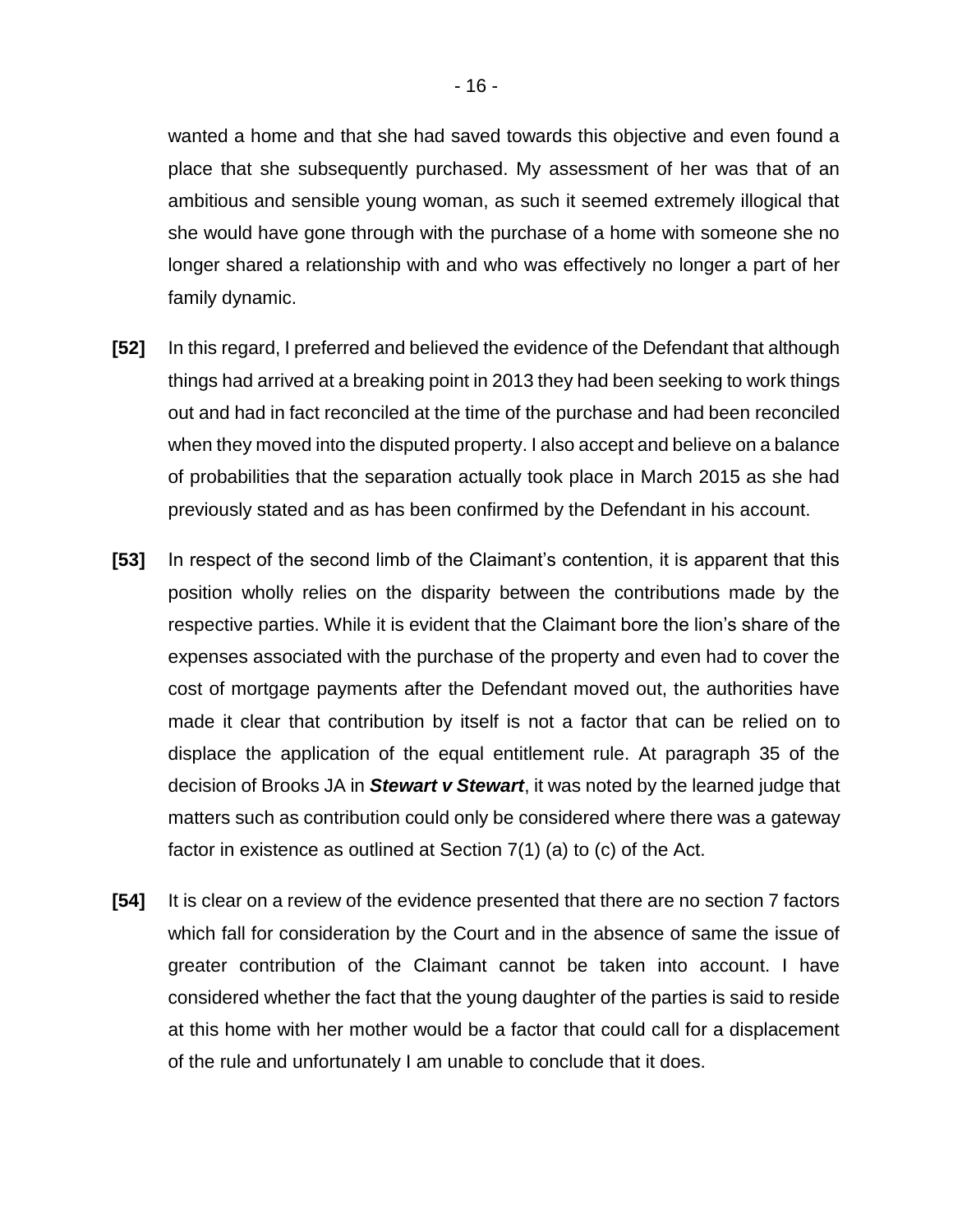wanted a home and that she had saved towards this objective and even found a place that she subsequently purchased. My assessment of her was that of an ambitious and sensible young woman, as such it seemed extremely illogical that she would have gone through with the purchase of a home with someone she no longer shared a relationship with and who was effectively no longer a part of her family dynamic.

**[52]** In this regard, I preferred and believed the evidence of the Defendant that although things had arrived at a breaking point in 2013 they had been seeking to work things out and had in fact reconciled at the time of the purchase and had been reconciled when they moved into the disputed property. I also accept and believe on a balance of probabilities that the separation actually took place in March 2015 as she had previously stated and as has been confirmed by the Defendant in his account.

**[53]** In respect of the second limb of the Claimant's contention, it is apparent that this position wholly relies on the disparity between the contributions made by the respective parties. While it is evident that the Claimant bore the lion's share of the expenses associated with the purchase of the property and even had to cover the cost of mortgage payments after the Defendant moved out, the authorities have made it clear that contribution by itself is not a factor that can be relied on to displace the application of the equal entitlement rule. At paragraph 35 of the decision of Brooks JA in ***Stewart v Stewart***, it was noted by the learned judge that matters such as contribution could only be considered where there was a gateway factor in existence as outlined at Section 7(1) (a) to (c) of the Act.

**[54]** It is clear on a review of the evidence presented that there are no section 7 factors which fall for consideration by the Court and in the absence of same the issue of greater contribution of the Claimant cannot be taken into account. I have considered whether the fact that the young daughter of the parties is said to reside at this home with her mother would be a factor that could call for a displacement of the rule and unfortunately I am unable to conclude that it does.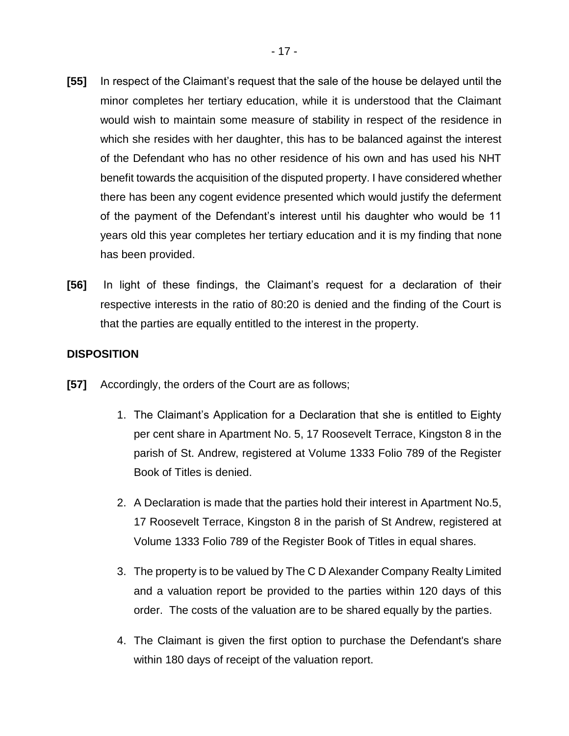**[55]** In respect of the Claimant's request that the sale of the house be delayed until the minor completes her tertiary education, while it is understood that the Claimant would wish to maintain some measure of stability in respect of the residence in which she resides with her daughter, this has to be balanced against the interest of the Defendant who has no other residence of his own and has used his NHT benefit towards the acquisition of the disputed property. I have considered whether there has been any cogent evidence presented which would justify the deferment of the payment of the Defendant's interest until his daughter who would be 11 years old this year completes her tertiary education and it is my finding that none has been provided.

**[56]** In light of these findings, the Claimant's request for a declaration of their respective interests in the ratio of 80:20 is denied and the finding of the Court is that the parties are equally entitled to the interest in the property.

**DISPOSITION**

**[57]** Accordingly, the orders of the Court are as follows;

1. The Claimant's Application for a Declaration that she is entitled to Eighty per cent share in Apartment No. 5, 17 Roosevelt Terrace, Kingston 8 in the parish of St. Andrew, registered at Volume 1333 Folio 789 of the Register Book of Titles is denied.

2. A Declaration is made that the parties hold their interest in Apartment No.5, 17 Roosevelt Terrace, Kingston 8 in the parish of St Andrew, registered at Volume 1333 Folio 789 of the Register Book of Titles in equal shares.

3. The property is to be valued by The C D Alexander Company Realty Limited and a valuation report be provided to the parties within 120 days of this order. The costs of the valuation are to be shared equally by the parties.

4. The Claimant is given the first option to purchase the Defendant's share within 180 days of receipt of the valuation report.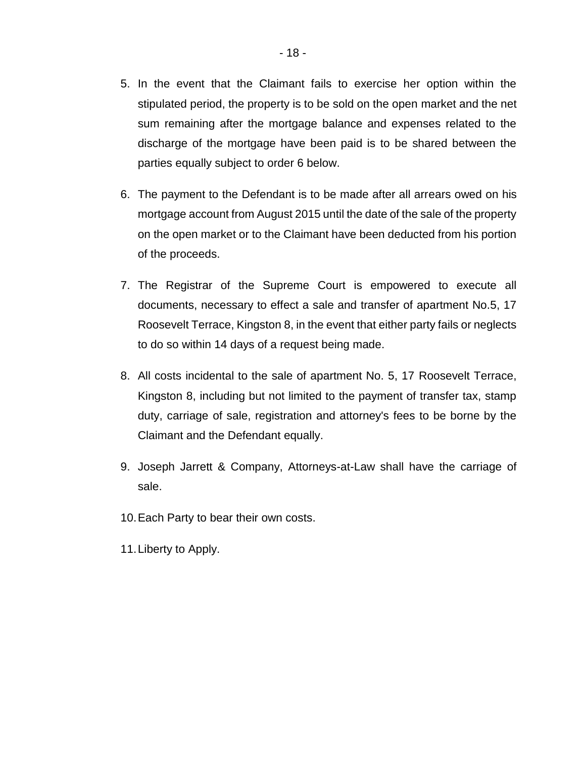5. In the event that the Claimant fails to exercise her option within the stipulated period, the property is to be sold on the open market and the net sum remaining after the mortgage balance and expenses related to the discharge of the mortgage have been paid is to be shared between the parties equally subject to order 6 below.

6. The payment to the Defendant is to be made after all arrears owed on his mortgage account from August 2015 until the date of the sale of the property on the open market or to the Claimant have been deducted from his portion of the proceeds.

7. The Registrar of the Supreme Court is empowered to execute all documents, necessary to effect a sale and transfer of apartment No.5, 17 Roosevelt Terrace, Kingston 8, in the event that either party fails or neglects to do so within 14 days of a request being made.

8. All costs incidental to the sale of apartment No. 5, 17 Roosevelt Terrace, Kingston 8, including but not limited to the payment of transfer tax, stamp duty, carriage of sale, registration and attorney's fees to be borne by the Claimant and the Defendant equally.

9. Joseph Jarrett & Company, Attorneys-at-Law shall have the carriage of sale.

10. Each Party to bear their own costs.

11. Liberty to Apply.